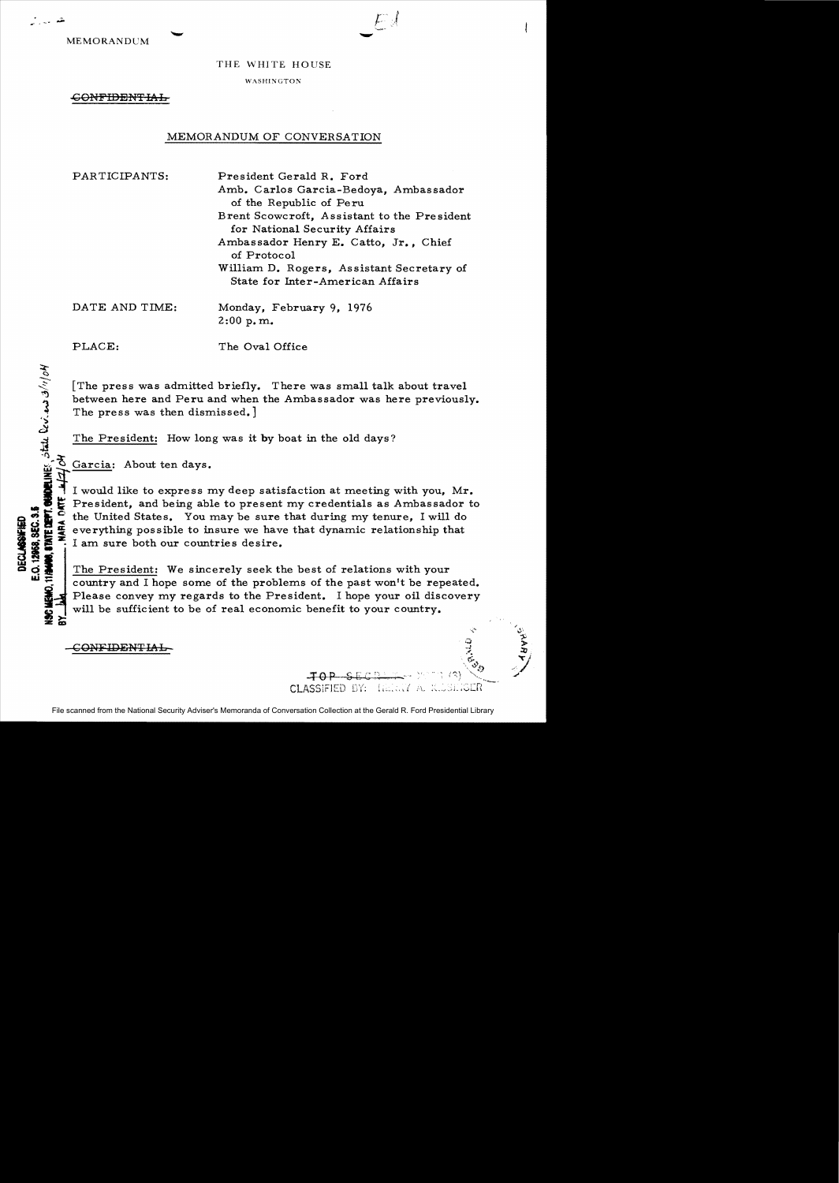MEMORANDUM

THE WHITE HOUSE

WASHINGTON

~~CONFIDENTIAL~~

## MEMORANDUM OF CONVERSATION

PARTICIPANTS: President Gerald R. Ford
Amb. Carlos Garcia-Bedoya, Ambassador of the Republic of Peru
Brent Scowcroft, Assistant to the President for National Security Affairs
Ambassador Henry E. Catto, Jr., Chief of Protocol
William D. Rogers, Assistant Secretary of State for Inter-American Affairs

DATE AND TIME: Monday, February 9, 1976
2:00 p.m.

PLACE: The Oval Office

[The press was admitted briefly. There was small talk about travel between here and Peru and when the Ambassador was here previously. The press was then dismissed.]

The President: How long was it by boat in the old days?

Garcia: About ten days.

I would like to express my deep satisfaction at meeting with you, Mr. President, and being able to present my credentials as Ambassador to the United States. You may be sure that during my tenure, I will do everything possible to insure we have that dynamic relationship that I am sure both our countries desire.

The President: We sincerely seek the best of relations with your country and I hope some of the problems of the past won't be repeated. Please convey my regards to the President. I hope your oil discovery will be sufficient to be of real economic benefit to your country.

~~CONFIDENTIAL~~

DECLASSIFIED
E.O. 12958, SEC. 3.5
NSC MEMO, 11/24/98, STATE DEPT. GUIDELINES, State Dept. 3/11/04
BY ___, NARA DATE 4/27/04

~~TOP SECRET~~
CLASSIFIED BY: HENRY A. KISSINGER

File scanned from the National Security Adviser's Memoranda of Conversation Collection at the Gerald R. Ford Presidential Library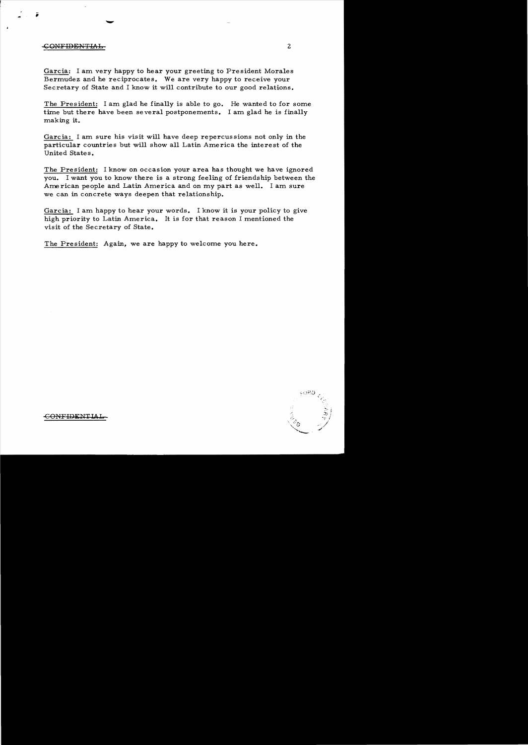~~CONFIDENTIAL~~

Garcia: I am very happy to hear your greeting to President Morales Bermudez and he reciprocates. We are very happy to receive your Secretary of State and I know it will contribute to our good relations.

The President: I am glad he finally is able to go. He wanted to for some time but there have been several postponements. I am glad he is finally making it.

Garcia: I am sure his visit will have deep repercussions not only in the particular countries but will show all Latin America the interest of the United States.

The President: I know on occasion your area has thought we have ignored you. I want you to know there is a strong feeling of friendship between the American people and Latin America and on my part as well. I am sure we can in concrete ways deepen that relationship.

Garcia: I am happy to hear your words. I know it is your policy to give high priority to Latin America. It is for that reason I mentioned the visit of the Secretary of State.

The President: Again, we are happy to welcome you here.

~~CONFIDENTIAL~~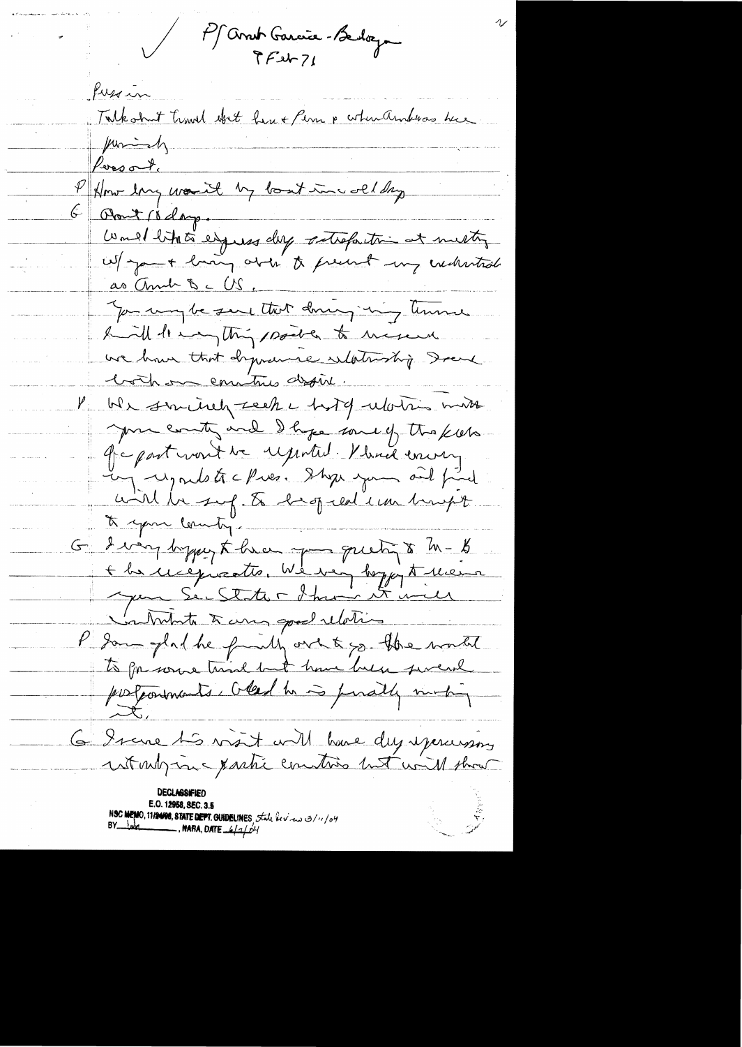P/ Amb Garcia-Bedoya
9 Feb 71

Press in

Talk about travel abt here & Peru & where Ambassadors here previously.

Press out.

P How long were it by boat in old days

G About 18 days.

Would like to express deep satisfaction at meeting w/ you & being able to present my credentials as Amb to US.

You may be sure that during my tenure I will do everything possible to ensure we have that dynamic relationship I desire both our countries desire.

P We sincerely seek a best of relations with your country and I hope some of the problems of past won't be repeated. I had enjoy my visit to Pres. I hope your visit find will be very fruitful. To be of real use brought to your country.

G I very happy to have your greeting to M-B & his reciprocate. We very happy to receive your Sec State & I know it will contribute to very good relations

P I am glad he finally able to go. He wanted to for some time but have been several postponements. Glad he is finally making it.

G I sense his visit will have deep repercussions not only in a particular countries but will show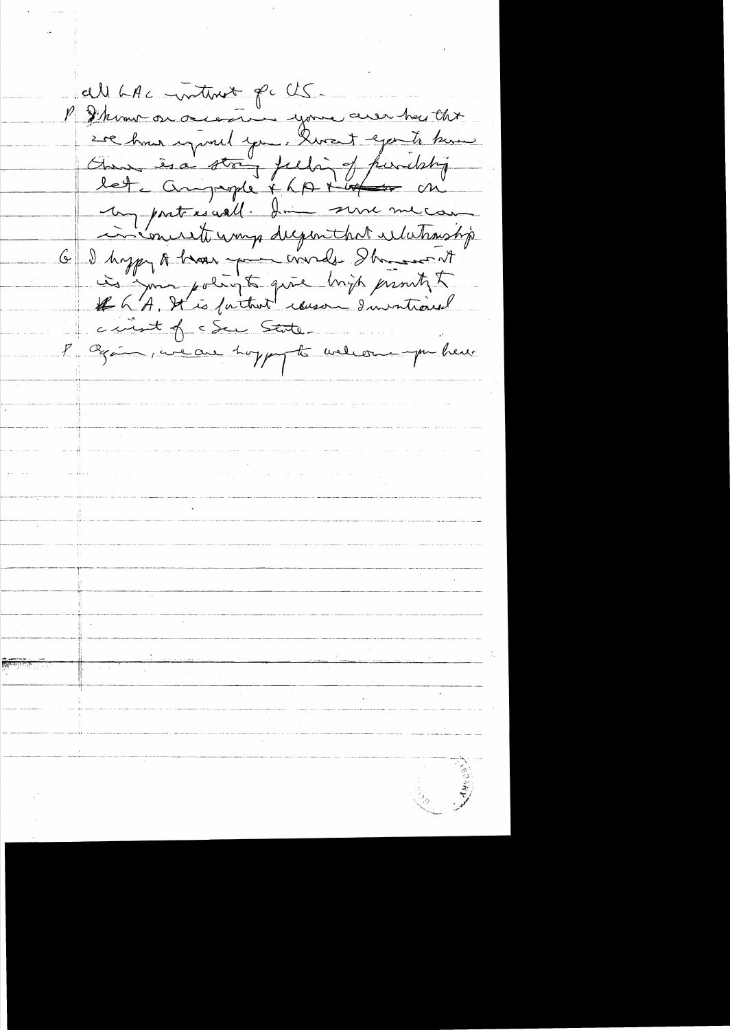all LAC interest of US.

P I know on occasion you have heard that we have ignored you. I want you to know there is a strong feeling of friendship between American people & LA & ~~others~~ on my part as well. I'm sure we can in concrete ways deepen that relationship.

G I happy to hear your words. I know it is your policy to give high priority to ~~the~~ LA. It is for that reason I mentioned visit of Sec State.

P Again, we are happy to welcome you here.